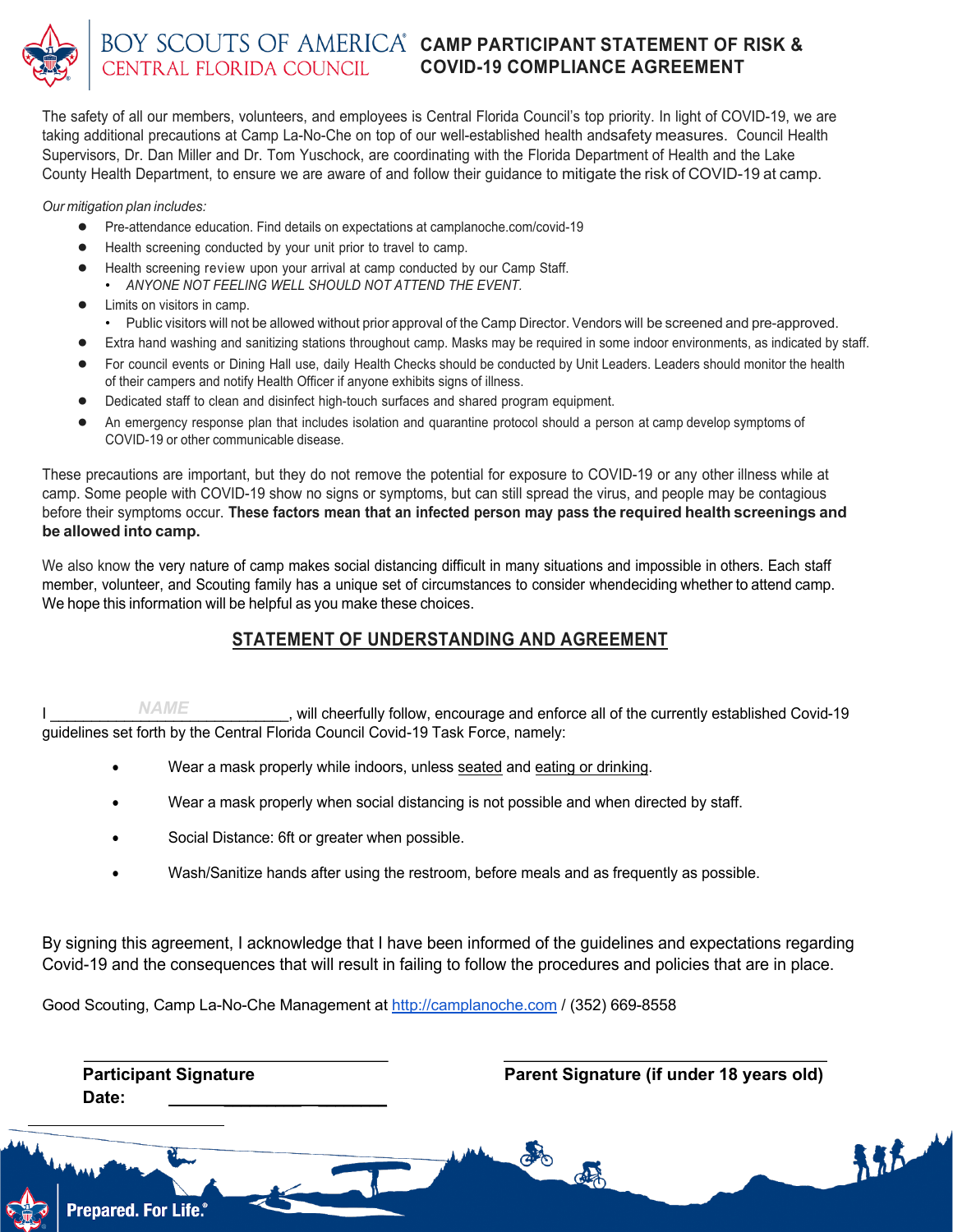BOY SCOUTS OF AMERICA
CENTRAL FLORIDA COUNCIL

# CAMP PARTICIPANT STATEMENT OF RISK & COVID-19 COMPLIANCE AGREEMENT

The safety of all our members, volunteers, and employees is Central Florida Council's top priority. In light of COVID-19, we are taking additional precautions at Camp La-No-Che on top of our well-established health andsafety measures. Council Health Supervisors, Dr. Dan Miller and Dr. Tom Yuschock, are coordinating with the Florida Department of Health and the Lake County Health Department, to ensure we are aware of and follow their guidance to mitigate the risk of COVID-19 at camp.

*Our mitigation plan includes:*

- Pre-attendance education. Find details on expectations at camplanoche.com/covid-19
- Health screening conducted by your unit prior to travel to camp.
- Health screening review upon your arrival at camp conducted by our Camp Staff.
  - *ANYONE NOT FEELING WELL SHOULD NOT ATTEND THE EVENT.*
- Limits on visitors in camp.
  - Public visitors will not be allowed without prior approval of the Camp Director. Vendors will be screened and pre-approved.
- Extra hand washing and sanitizing stations throughout camp. Masks may be required in some indoor environments, as indicated by staff.
- For council events or Dining Hall use, daily Health Checks should be conducted by Unit Leaders. Leaders should monitor the health of their campers and notify Health Officer if anyone exhibits signs of illness.
- Dedicated staff to clean and disinfect high-touch surfaces and shared program equipment.
- An emergency response plan that includes isolation and quarantine protocol should a person at camp develop symptoms of COVID-19 or other communicable disease.

These precautions are important, but they do not remove the potential for exposure to COVID-19 or any other illness while at camp. Some people with COVID-19 show no signs or symptoms, but can still spread the virus, and people may be contagious before their symptoms occur. **These factors mean that an infected person may pass the required health screenings and be allowed into camp.**

We also know the very nature of camp makes social distancing difficult in many situations and impossible in others. Each staff member, volunteer, and Scouting family has a unique set of circumstances to consider whendeciding whether to attend camp. We hope this information will be helpful as you make these choices.

## STATEMENT OF UNDERSTANDING AND AGREEMENT

I ____________NAME____________, will cheerfully follow, encourage and enforce all of the currently established Covid-19 guidelines set forth by the Central Florida Council Covid-19 Task Force, namely:

- Wear a mask properly while indoors, unless seated and eating or drinking.
- Wear a mask properly when social distancing is not possible and when directed by staff.
- Social Distance: 6ft or greater when possible.
- Wash/Sanitize hands after using the restroom, before meals and as frequently as possible.

By signing this agreement, I acknowledge that I have been informed of the guidelines and expectations regarding Covid-19 and the consequences that will result in failing to follow the procedures and policies that are in place.

Good Scouting, Camp La-No-Che Management at http://camplanoche.com / (352) 669-8558

________________________________
**Participant Signature**

**Date:** ____________________

________________________________
**Parent Signature (if under 18 years old)**

**Prepared. For Life.®**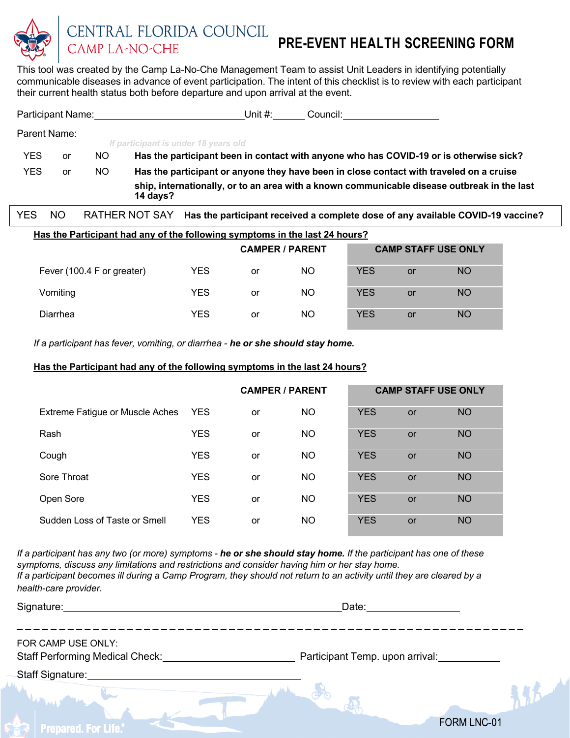# CENTRAL FLORIDA COUNCIL
## CAMP LA-NO-CHE

# PRE-EVENT HEALTH SCREENING FORM

This tool was created by the Camp La-No-Che Management Team to assist Unit Leaders in identifying potentially communicable diseases in advance of event participation. The intent of this checklist is to review with each participant their current health status both before departure and upon arrival at the event.

Participant Name:\_\_\_\_\_\_\_\_\_\_\_\_\_\_\_\_\_\_\_\_\_\_\_\_\_\_\_\_\_\_Unit #:\_\_\_\_\_\_ Council:\_\_\_\_\_\_\_\_\_\_\_\_\_\_\_\_\_\_\_

Parent Name:\_\_\_\_\_\_\_\_\_\_\_\_\_\_\_\_\_\_\_\_\_\_\_\_\_\_\_\_\_\_\_\_\_\_\_\_\_\_\_\_
*If participant is under 18 years old*

YES or NO **Has the participant been in contact with anyone who has COVID-19 or is otherwise sick?**

YES or NO **Has the participant or anyone they have been in close contact with traveled on a cruise ship, internationally, or to an area with a known communicable disease outbreak in the last 14 days?**

YES NO RATHER NOT SAY **Has the participant received a complete dose of any available COVID-19 vaccine?**

**Has the Participant had any of the following symptoms in the last 24 hours?**

| | CAMPER / PARENT | CAMP STAFF USE ONLY |
|---|---|---|
| Fever (100.4 F or greater) | YES or NO | YES or NO |
| Vomiting | YES or NO | YES or NO |
| Diarrhea | YES or NO | YES or NO |

*If a participant has fever, vomiting, or diarrhea - **he or she should stay home.***

**Has the Participant had any of the following symptoms in the last 24 hours?**

| | CAMPER / PARENT | CAMP STAFF USE ONLY |
|---|---|---|
| Extreme Fatigue or Muscle Aches | YES or NO | YES or NO |
| Rash | YES or NO | YES or NO |
| Cough | YES or NO | YES or NO |
| Sore Throat | YES or NO | YES or NO |
| Open Sore | YES or NO | YES or NO |
| Sudden Loss of Taste or Smell | YES or NO | YES or NO |

*If a participant has any two (or more) symptoms - **he or she should stay home.** If the participant has one of these symptoms, discuss any limitations and restrictions and consider having him or her stay home.*
*If a participant becomes ill during a Camp Program, they should not return to an activity until they are cleared by a health-care provider.*

Signature:\_\_\_\_\_\_\_\_\_\_\_\_\_\_\_\_\_\_\_\_\_\_\_\_\_\_\_\_\_\_\_\_\_\_\_\_\_\_\_\_\_\_\_\_\_\_\_\_\_\_\_\_\_\_Date:\_\_\_\_\_\_\_\_\_\_\_\_\_\_\_\_\_\_

---

FOR CAMP USE ONLY:
Staff Performing Medical Check:\_\_\_\_\_\_\_\_\_\_\_\_\_\_\_\_\_\_\_\_\_\_\_\_\_\_\_\_ Participant Temp. upon arrival:\_\_\_\_\_\_\_\_\_\_\_\_\_

Staff Signature:\_\_\_\_\_\_\_\_\_\_\_\_\_\_\_\_\_\_\_\_\_\_\_\_\_\_\_\_\_\_\_\_\_\_\_\_\_\_\_\_\_\_\_\_\_

Prepared. For Life.®

FORM LNC-01